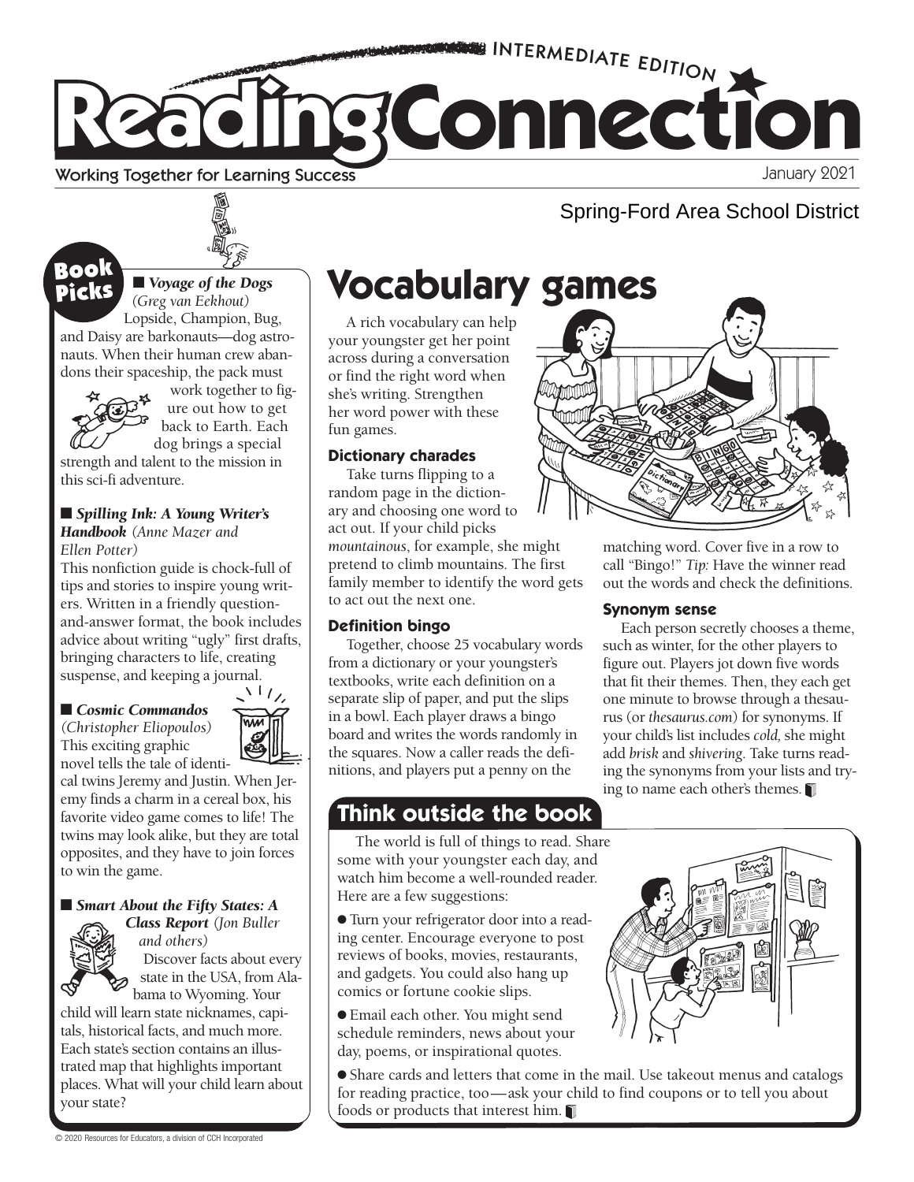# Reading Connection

INTERMEDIATE EDITION

Working Together for Learning Success

January 2021

Spring-Ford Area School District

## Book Picks

■ ***Voyage of the Dogs*** *(Greg van Eekhout)*

Lopside, Champion, Bug, and Daisy are barkonauts—dog astronauts. When their human crew abandons their spaceship, the pack must work together to figure out how to get back to Earth. Each dog brings a special strength and talent to the mission in this sci-fi adventure.

■ ***Spilling Ink: A Young Writer's Handbook*** *(Anne Mazer and Ellen Potter)*

This nonfiction guide is chock-full of tips and stories to inspire young writers. Written in a friendly question-and-answer format, the book includes advice about writing "ugly" first drafts, bringing characters to life, creating suspense, and keeping a journal.

■ ***Cosmic Commandos*** *(Christopher Eliopoulos)*

This exciting graphic novel tells the tale of identical twins Jeremy and Justin. When Jeremy finds a charm in a cereal box, his favorite video game comes to life! The twins may look alike, but they are total opposites, and they have to join forces to win the game.

■ ***Smart About the Fifty States: A Class Report*** *(Jon Buller and others)*

Discover facts about every state in the USA, from Alabama to Wyoming. Your child will learn state nicknames, capitals, historical facts, and much more. Each state's section contains an illustrated map that highlights important places. What will your child learn about your state?

## Vocabulary games

A rich vocabulary can help your youngster get her point across during a conversation or find the right word when she's writing. Strengthen her word power with these fun games.

### Dictionary charades

Take turns flipping to a random page in the dictionary and choosing one word to act out. If your child picks *mountainous*, for example, she might pretend to climb mountains. The first family member to identify the word gets to act out the next one.

### Definition bingo

Together, choose 25 vocabulary words from a dictionary or your youngster's textbooks, write each definition on a separate slip of paper, and put the slips in a bowl. Each player draws a bingo board and writes the words randomly in the squares. Now a caller reads the definitions, and players put a penny on the matching word. Cover five in a row to call "Bingo!" *Tip:* Have the winner read out the words and check the definitions.

### Synonym sense

Each person secretly chooses a theme, such as winter, for the other players to figure out. Players jot down five words that fit their themes. Then, they each get one minute to browse through a thesaurus (or *thesaurus.com*) for synonyms. If your child's list includes *cold,* she might add *brisk* and *shivering.* Take turns reading the synonyms from your lists and trying to name each other's themes.

## Think outside the book

The world is full of things to read. Share some with your youngster each day, and watch him become a well-rounded reader. Here are a few suggestions:

- Turn your refrigerator door into a reading center. Encourage everyone to post reviews of books, movies, restaurants, and gadgets. You could also hang up comics or fortune cookie slips.
- Email each other. You might send schedule reminders, news about your day, poems, or inspirational quotes.
- Share cards and letters that come in the mail. Use takeout menus and catalogs for reading practice, too—ask your child to find coupons or to tell you about foods or products that interest him.

© 2020 Resources for Educators, a division of CCH Incorporated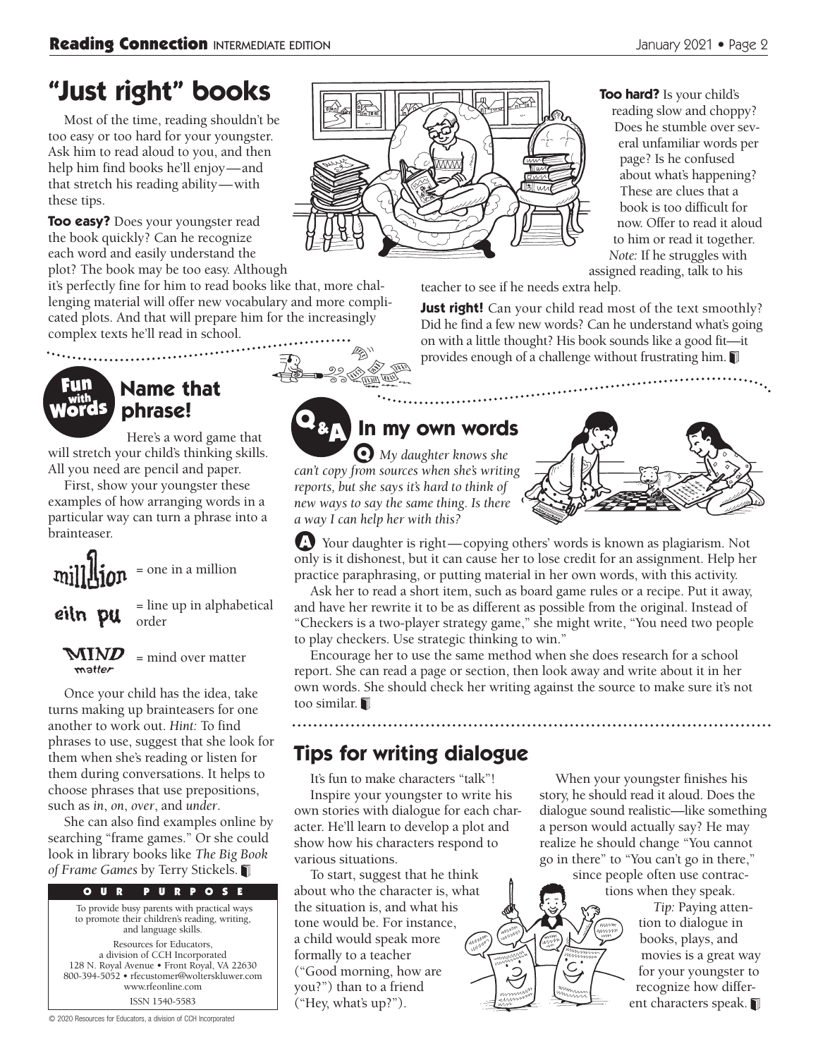# "Just right" books

Most of the time, reading shouldn't be too easy or too hard for your youngster. Ask him to read aloud to you, and then help him find books he'll enjoy—and that stretch his reading ability—with these tips.

**Too easy?** Does your youngster read the book quickly? Can he recognize each word and easily understand the plot? The book may be too easy. Although it's perfectly fine for him to read books like that, more challenging material will offer new vocabulary and more complicated plots. And that will prepare him for the increasingly complex texts he'll read in school.

**Too hard?** Is your child's reading slow and choppy? Does he stumble over several unfamiliar words per page? Is he confused about what's happening? These are clues that a book is too difficult for now. Offer to read it aloud to him or read it together. *Note:* If he struggles with assigned reading, talk to his teacher to see if he needs extra help.

**Just right!** Can your child read most of the text smoothly? Did he find a few new words? Can he understand what's going on with a little thought? His book sounds like a good fit—it provides enough of a challenge without frustrating him.

## Fun with Words: Name that phrase!

Here's a word game that will stretch your child's thinking skills. All you need are pencil and paper.

First, show your youngster these examples of how arranging words in a particular way can turn a phrase into a brainteaser.

mill1ion = one in a million

eiln pu = line up in alphabetical order

MIND / matter = mind over matter

Once your child has the idea, take turns making up brainteasers for one another to work out. *Hint:* To find phrases to use, suggest that she look for them when she's reading or listen for them during conversations. It helps to choose phrases that use prepositions, such as *in*, *on*, *over*, and *under*.

She can also find examples online by searching "frame games." Or she could look in library books like *The Big Book of Frame Games* by Terry Stickels.

## Q&A: In my own words

**Q** *My daughter knows she can't copy from sources when she's writing reports, but she says it's hard to think of new ways to say the same thing. Is there a way I can help her with this?*

**A** Your daughter is right—copying others' words is known as plagiarism. Not only is it dishonest, but it can cause her to lose credit for an assignment. Help her practice paraphrasing, or putting material in her own words, with this activity.

Ask her to read a short item, such as board game rules or a recipe. Put it away, and have her rewrite it to be as different as possible from the original. Instead of "Checkers is a two-player strategy game," she might write, "You need two people to play checkers. Use strategic thinking to win."

Encourage her to use the same method when she does research for a school report. She can read a page or section, then look away and write about it in her own words. She should check her writing against the source to make sure it's not too similar.

## Tips for writing dialogue

It's fun to make characters "talk"! Inspire your youngster to write his own stories with dialogue for each character. He'll learn to develop a plot and show how his characters respond to various situations.

To start, suggest that he think about who the character is, what the situation is, and what his tone would be. For instance, a child would speak more formally to a teacher ("Good morning, how are you?") than to a friend ("Hey, what's up?").

When your youngster finishes his story, he should read it aloud. Does the dialogue sound realistic—like something a person would actually say? He may realize he should change "You cannot go in there" to "You can't go in there," since people often use contractions when they speak.

*Tip:* Paying attention to dialogue in books, plays, and movies is a great way for your youngster to recognize how different characters speak.

---

**OUR PURPOSE**

To provide busy parents with practical ways to promote their children's reading, writing, and language skills.

Resources for Educators,
a division of CCH Incorporated
128 N. Royal Avenue • Front Royal, VA 22630
800-394-5052 • rfecustomer@wolterskluwer.com
www.rfeonline.com

ISSN 1540-5583

© 2020 Resources for Educators, a division of CCH Incorporated